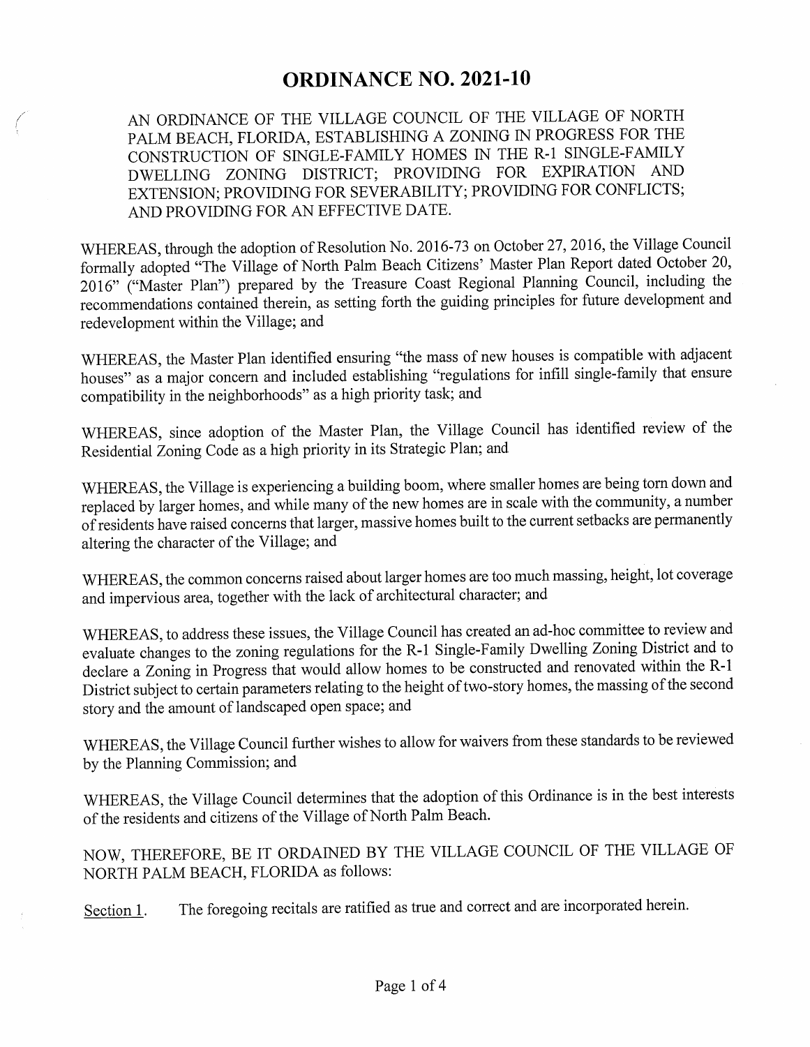# ORDINANCE NO. 2021-10

AN ORDINANCE OF THE VILLAGE COUNCIL OF THE VILLAGE OF NORTH PALM BEACH, FLORIDA, ESTABLISHING A ZONING IN PROGRESS FOR THE CONSTRUCTION OF SINGLE-FAMILY HOMES IN THE R-1 SINGLE-FAMILY DWELLING ZONING DISTRICT; PROVIDING FOR EXPIRATION AND EXTENSION; PROVIDING FOR SEVERABILITY; PROVIDING FOR CONFLICTS; AND PROVIDING FOR AN EFFECTIVE DATE.

WHEREAS, through the adoption of Resolution No. 2016-73 on October 27, 2016, the Village Council formally adopted "The Village of North Palm Beach Citizens' Master Plan Report dated October 20, 2016" ("Master Plan") prepared by the Treasure Coast Regional Planning Council, including the recommendations contained therein, as setting forth the guiding principles for future development and redevelopment within the Village; and

WHEREAS, the Master Plan identified ensuring "the mass of new houses is compatible with adjacent houses" as a major concern and included establishing "regulations for infill single-family that ensure compatibility in the neighborhoods" as a high priority task; and

WHEREAS, since adoption of the Master Plan, the Village Council has identified review of the Residential Zoning Code as a high priority in its Strategic Plan; and

WHEREAS, the Village is experiencing a building boom, where smaller homes are being torn down and replaced by larger homes, and while many of the new homes are in scale with the community, a number of residents have raised concerns that larger, massive homes built to the current setbacks are permanently altering the character of the Village; and

WHEREAS, the common concerns raised about larger homes are too much massing, height, lot coverage and impervious area, together with the lack of architectural character; and

WHEREAS, to address these issues, the Village Council has created an ad-hoc committee to review and evaluate changes to the zoning regulations for the R-1 Single-Family Dwelling Zoning District and to declare a Zoning in Progress that would allow homes to be constructed and renovated within the R-1 District subject to certain parameters relating to the height of two-story homes, the massing of the second story and the amount of landscaped open space; and

WHEREAS, the Village Council further wishes to allow for waivers from these standards to be reviewed by the Planning Commission; and

WHEREAS, the Village Council determines that the adoption of this Ordinance is in the best interests of the residents and citizens of the Village of North Palm Beach.

NOW, THEREFORE, BE IT ORDAINED BY THE VILLAGE COUNCIL OF THE VILLAGE OF NORTH PALM BEACH, FLORIDA as follows:

<u>Section 1.</u> The foregoing recitals are ratified as true and correct and are incorporated herein.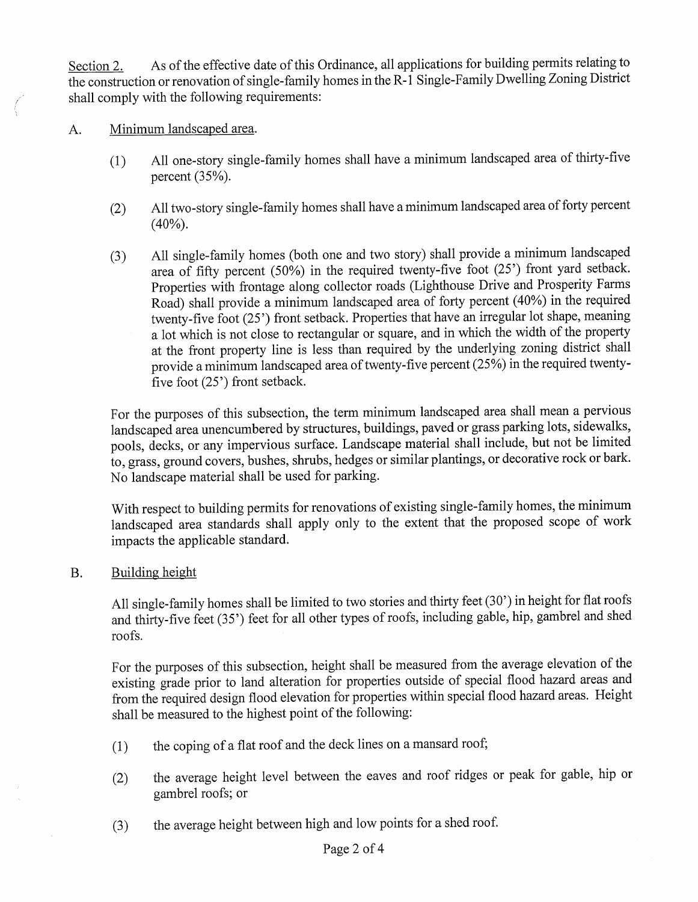Section 2. As of the effective date of this Ordinance, all applications for building permits relating to the construction or renovation of single-family homes in the R-1 Single-Family Dwelling Zoning District shall comply with the following requirements:

A. Minimum landscaped area.

(1) All one-story single-family homes shall have a minimum landscaped area of thirty-five percent (35%).

(2) All two-story single-family homes shall have a minimum landscaped area of forty percent (40%).

(3) All single-family homes (both one and two story) shall provide a minimum landscaped area of fifty percent (50%) in the required twenty-five foot (25') front yard setback. Properties with frontage along collector roads (Lighthouse Drive and Prosperity Farms Road) shall provide a minimum landscaped area of forty percent (40%) in the required twenty-five foot (25') front setback. Properties that have an irregular lot shape, meaning a lot which is not close to rectangular or square, and in which the width of the property at the front property line is less than required by the underlying zoning district shall provide a minimum landscaped area of twenty-five percent (25%) in the required twenty-five foot (25') front setback.

For the purposes of this subsection, the term minimum landscaped area shall mean a pervious landscaped area unencumbered by structures, buildings, paved or grass parking lots, sidewalks, pools, decks, or any impervious surface. Landscape material shall include, but not be limited to, grass, ground covers, bushes, shrubs, hedges or similar plantings, or decorative rock or bark. No landscape material shall be used for parking.

With respect to building permits for renovations of existing single-family homes, the minimum landscaped area standards shall apply only to the extent that the proposed scope of work impacts the applicable standard.

B. Building height

All single-family homes shall be limited to two stories and thirty feet (30') in height for flat roofs and thirty-five feet (35') feet for all other types of roofs, including gable, hip, gambrel and shed roofs.

For the purposes of this subsection, height shall be measured from the average elevation of the existing grade prior to land alteration for properties outside of special flood hazard areas and from the required design flood elevation for properties within special flood hazard areas. Height shall be measured to the highest point of the following:

(1) the coping of a flat roof and the deck lines on a mansard roof;

(2) the average height level between the eaves and roof ridges or peak for gable, hip or gambrel roofs; or

(3) the average height between high and low points for a shed roof.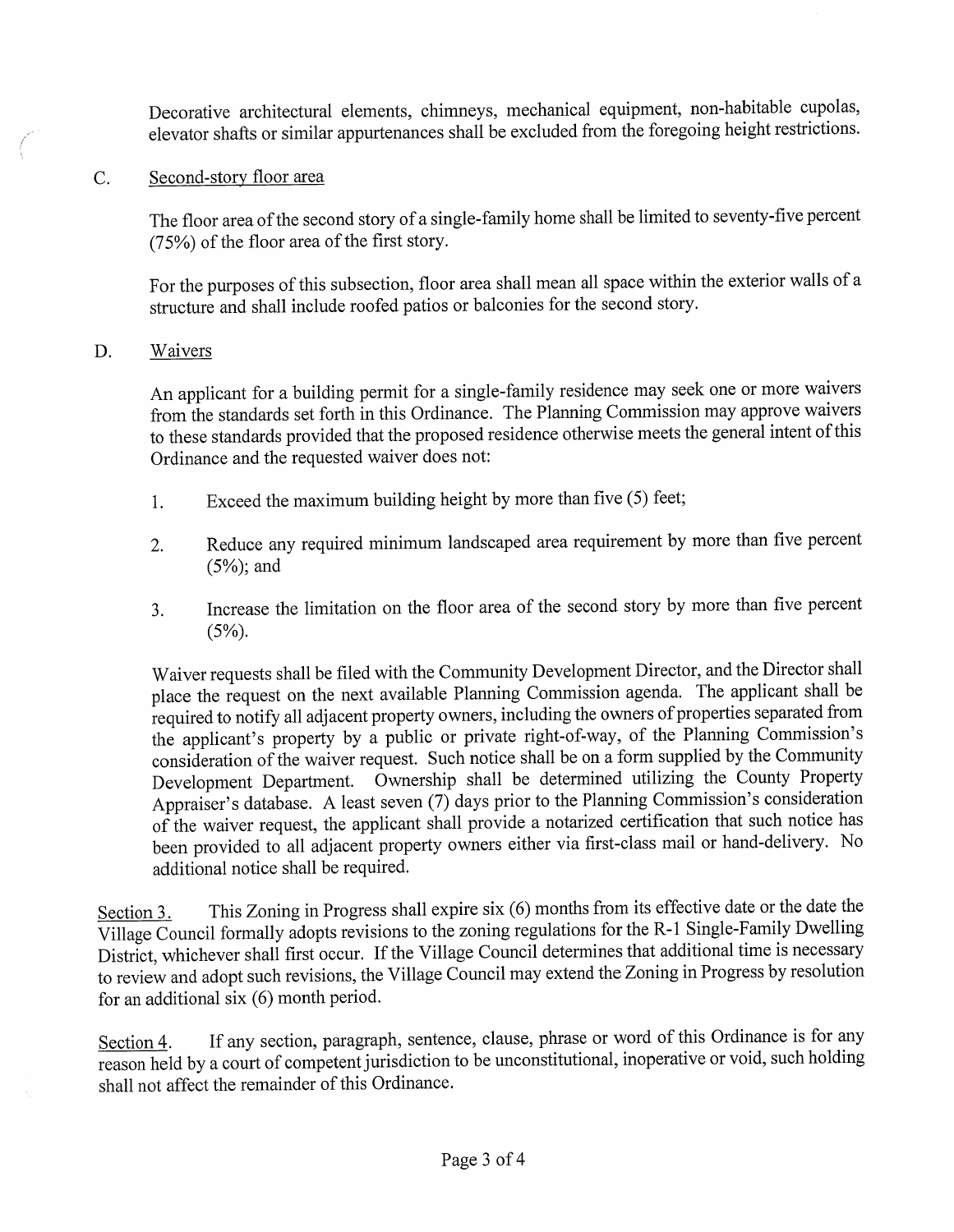Decorative architectural elements, chimneys, mechanical equipment, non-habitable cupolas, elevator shafts or similar appurtenances shall be excluded from the foregoing height restrictions.

C. Second-story floor area

The floor area of the second story of a single-family home shall be limited to seventy-five percent (75%) of the floor area of the first story.

For the purposes of this subsection, floor area shall mean all space within the exterior walls of a structure and shall include roofed patios or balconies for the second story.

D. Waivers

An applicant for a building permit for a single-family residence may seek one or more waivers from the standards set forth in this Ordinance. The Planning Commission may approve waivers to these standards provided that the proposed residence otherwise meets the general intent of this Ordinance and the requested waiver does not:

1. Exceed the maximum building height by more than five (5) feet;
2. Reduce any required minimum landscaped area requirement by more than five percent (5%); and
3. Increase the limitation on the floor area of the second story by more than five percent (5%).

Waiver requests shall be filed with the Community Development Director, and the Director shall place the request on the next available Planning Commission agenda. The applicant shall be required to notify all adjacent property owners, including the owners of properties separated from the applicant's property by a public or private right-of-way, of the Planning Commission's consideration of the waiver request. Such notice shall be on a form supplied by the Community Development Department. Ownership shall be determined utilizing the County Property Appraiser's database. A least seven (7) days prior to the Planning Commission's consideration of the waiver request, the applicant shall provide a notarized certification that such notice has been provided to all adjacent property owners either via first-class mail or hand-delivery. No additional notice shall be required.

Section 3. This Zoning in Progress shall expire six (6) months from its effective date or the date the Village Council formally adopts revisions to the zoning regulations for the R-1 Single-Family Dwelling District, whichever shall first occur. If the Village Council determines that additional time is necessary to review and adopt such revisions, the Village Council may extend the Zoning in Progress by resolution for an additional six (6) month period.

Section 4. If any section, paragraph, sentence, clause, phrase or word of this Ordinance is for any reason held by a court of competent jurisdiction to be unconstitutional, inoperative or void, such holding shall not affect the remainder of this Ordinance.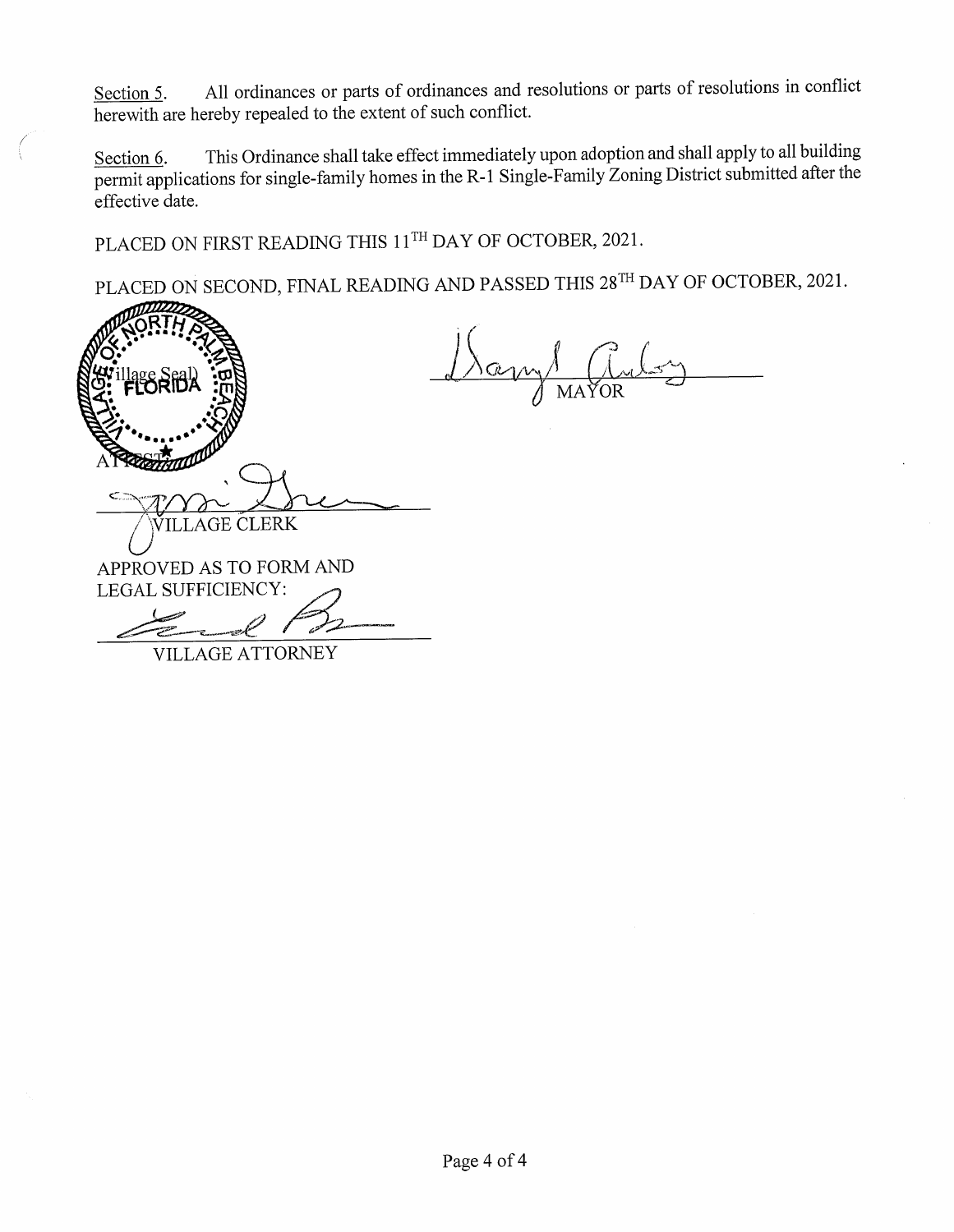Section 5. All ordinances or parts of ordinances and resolutions or parts of resolutions in conflict herewith are hereby repealed to the extent of such conflict.

Section 6. This Ordinance shall take effect immediately upon adoption and shall apply to all building permit applications for single-family homes in the R-1 Single-Family Zoning District submitted after the effective date.

PLACED ON FIRST READING THIS 11TH DAY OF OCTOBER, 2021.

PLACED ON SECOND, FINAL READING AND PASSED THIS 28TH DAY OF OCTOBER, 2021.

(Village Seal)

MAYOR

ATTEST:

VILLAGE CLERK

APPROVED AS TO FORM AND LEGAL SUFFICIENCY:

VILLAGE ATTORNEY